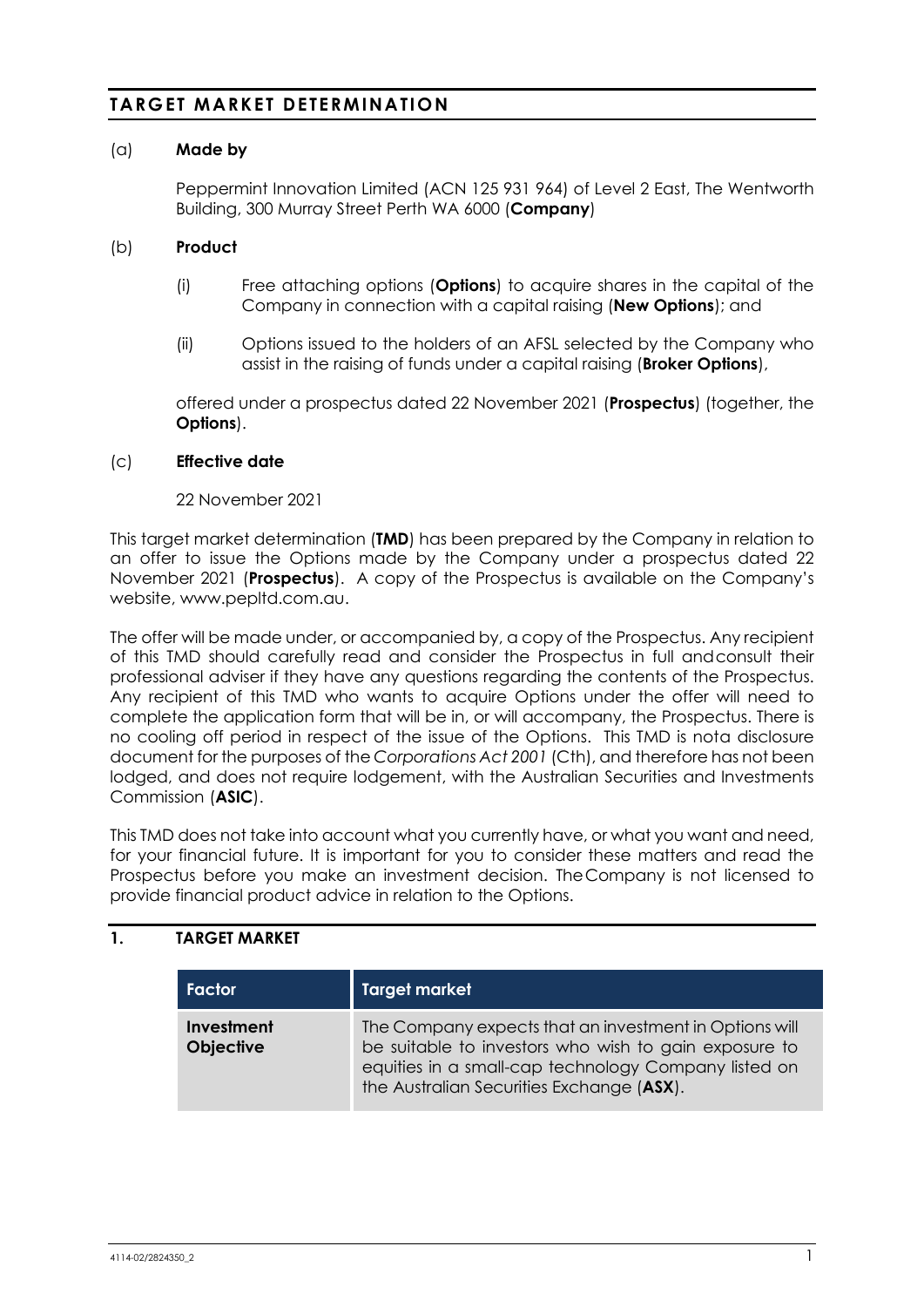## TARGET MARKET DETERMINATION

(a) **Made by**

Peppermint Innovation Limited (ACN 125 931 964) of Level 2 East, The Wentworth Building, 300 Murray Street Perth WA 6000 (**Company**)

(b) **Product**

(i) Free attaching options (**Options**) to acquire shares in the capital of the Company in connection with a capital raising (**New Options**); and

(ii) Options issued to the holders of an AFSL selected by the Company who assist in the raising of funds under a capital raising (**Broker Options**),

offered under a prospectus dated 22 November 2021 (**Prospectus**) (together, the **Options**).

(c) **Effective date**

22 November 2021

This target market determination (**TMD**) has been prepared by the Company in relation to an offer to issue the Options made by the Company under a prospectus dated 22 November 2021 (**Prospectus**). A copy of the Prospectus is available on the Company's website, www.pepltd.com.au.

The offer will be made under, or accompanied by, a copy of the Prospectus. Any recipient of this TMD should carefully read and consider the Prospectus in full and consult their professional adviser if they have any questions regarding the contents of the Prospectus. Any recipient of this TMD who wants to acquire Options under the offer will need to complete the application form that will be in, or will accompany, the Prospectus. There is no cooling off period in respect of the issue of the Options. This TMD is not a disclosure document for the purposes of the *Corporations Act 2001* (Cth), and therefore has not been lodged, and does not require lodgement, with the Australian Securities and Investments Commission (**ASIC**).

This TMD does not take into account what you currently have, or what you want and need, for your financial future. It is important for you to consider these matters and read the Prospectus before you make an investment decision. The Company is not licensed to provide financial product advice in relation to the Options.

## 1. TARGET MARKET

| Factor | Target market |
| --- | --- |
| **Investment Objective** | The Company expects that an investment in Options will be suitable to investors who wish to gain exposure to equities in a small-cap technology Company listed on the Australian Securities Exchange (**ASX**). |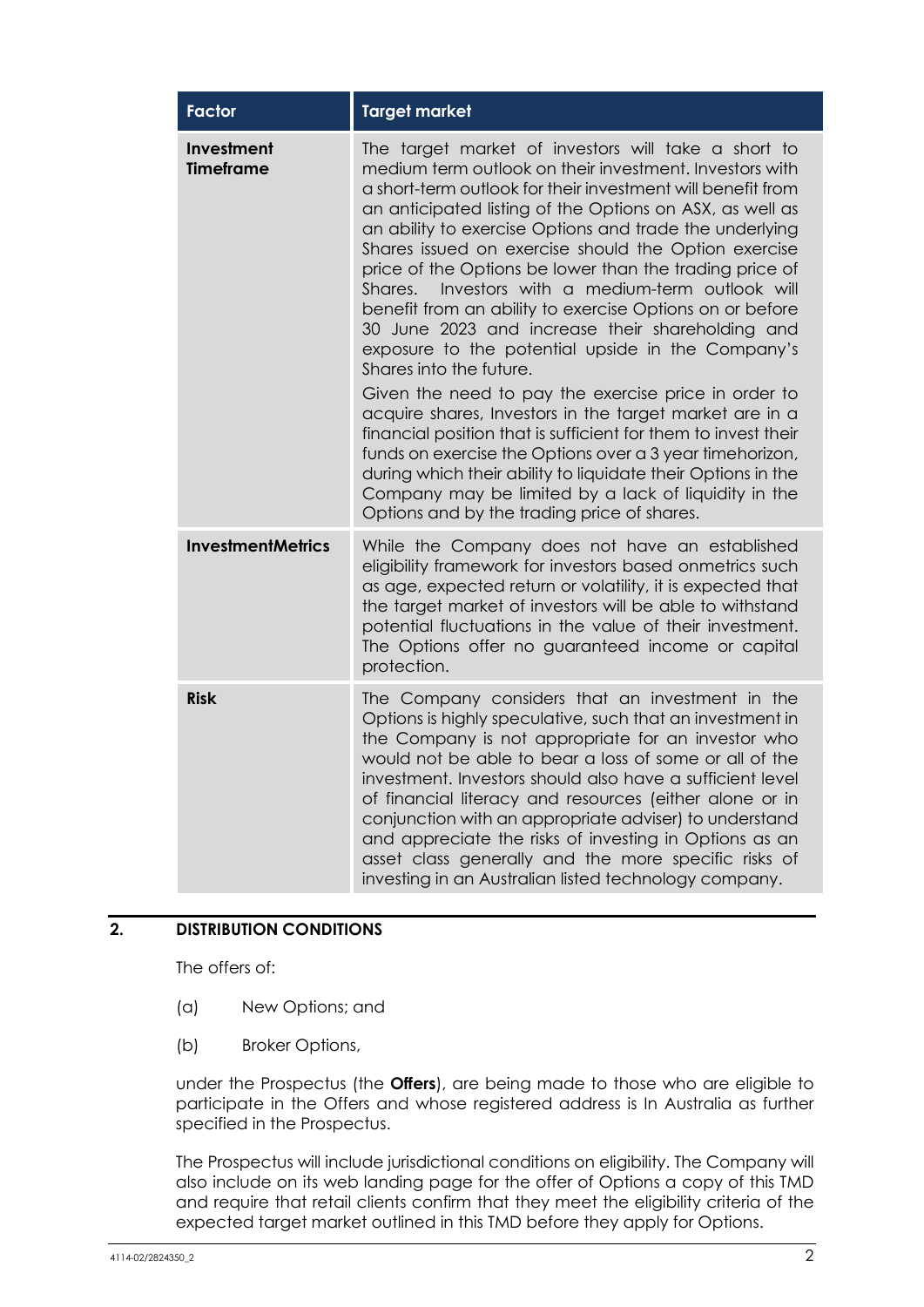| Factor | Target market |
|---|---|
| **Investment Timeframe** | The target market of investors will take a short to medium term outlook on their investment. Investors with a short-term outlook for their investment will benefit from an anticipated listing of the Options on ASX, as well as an ability to exercise Options and trade the underlying Shares issued on exercise should the Option exercise price of the Options be lower than the trading price of Shares. Investors with a medium-term outlook will benefit from an ability to exercise Options on or before 30 June 2023 and increase their shareholding and exposure to the potential upside in the Company's Shares into the future. Given the need to pay the exercise price in order to acquire shares, Investors in the target market are in a financial position that is sufficient for them to invest their funds on exercise the Options over a 3 year timehorizon, during which their ability to liquidate their Options in the Company may be limited by a lack of liquidity in the Options and by the trading price of shares. |
| **InvestmentMetrics** | While the Company does not have an established eligibility framework for investors based onmetrics such as age, expected return or volatility, it is expected that the target market of investors will be able to withstand potential fluctuations in the value of their investment. The Options offer no guaranteed income or capital protection. |
| **Risk** | The Company considers that an investment in the Options is highly speculative, such that an investment in the Company is not appropriate for an investor who would not be able to bear a loss of some or all of the investment. Investors should also have a sufficient level of financial literacy and resources (either alone or in conjunction with an appropriate adviser) to understand and appreciate the risks of investing in Options as an asset class generally and the more specific risks of investing in an Australian listed technology company. |

## 2. DISTRIBUTION CONDITIONS

The offers of:

(a) New Options; and

(b) Broker Options,

under the Prospectus (the **Offers**), are being made to those who are eligible to participate in the Offers and whose registered address is In Australia as further specified in the Prospectus.

The Prospectus will include jurisdictional conditions on eligibility. The Company will also include on its web landing page for the offer of Options a copy of this TMD and require that retail clients confirm that they meet the eligibility criteria of the expected target market outlined in this TMD before they apply for Options.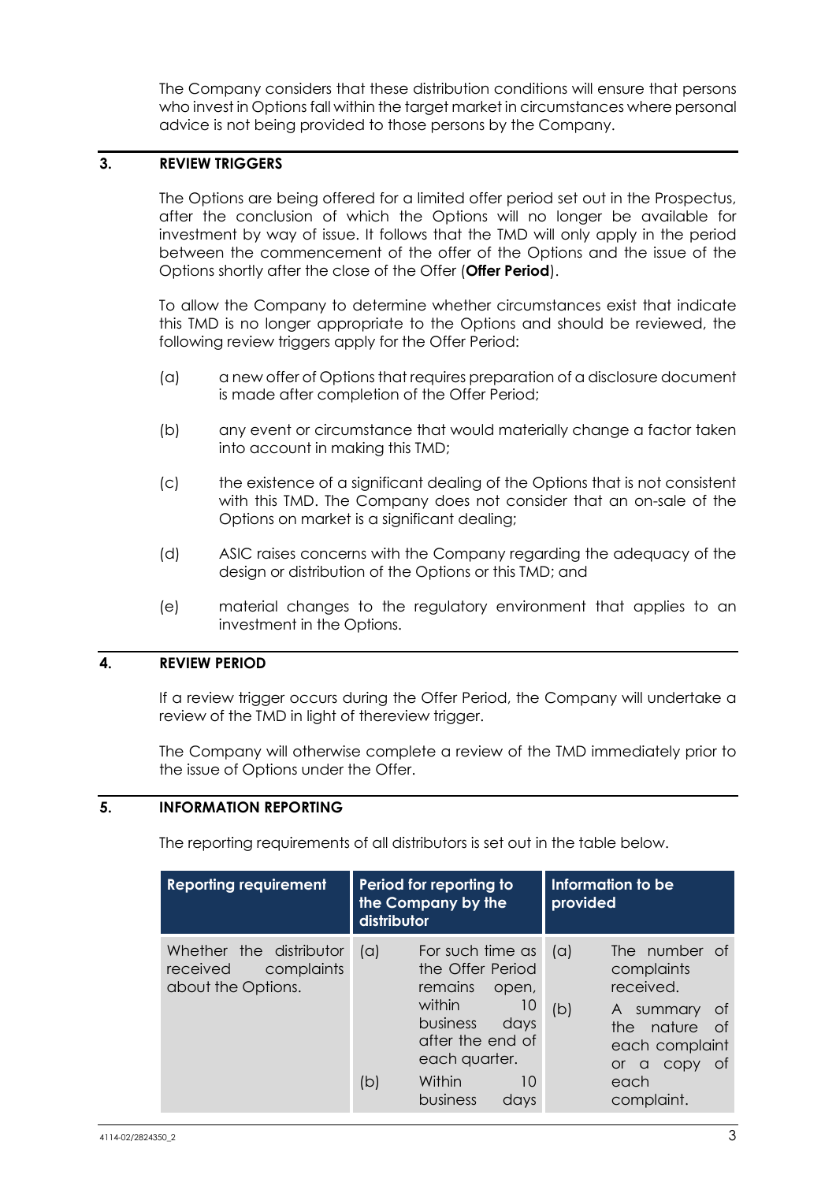The Company considers that these distribution conditions will ensure that persons who invest in Options fall within the target market in circumstances where personal advice is not being provided to those persons by the Company.

## 3. REVIEW TRIGGERS

The Options are being offered for a limited offer period set out in the Prospectus, after the conclusion of which the Options will no longer be available for investment by way of issue. It follows that the TMD will only apply in the period between the commencement of the offer of the Options and the issue of the Options shortly after the close of the Offer (**Offer Period**).

To allow the Company to determine whether circumstances exist that indicate this TMD is no longer appropriate to the Options and should be reviewed, the following review triggers apply for the Offer Period:

(a) a new offer of Options that requires preparation of a disclosure document is made after completion of the Offer Period;

(b) any event or circumstance that would materially change a factor taken into account in making this TMD;

(c) the existence of a significant dealing of the Options that is not consistent with this TMD. The Company does not consider that an on-sale of the Options on market is a significant dealing;

(d) ASIC raises concerns with the Company regarding the adequacy of the design or distribution of the Options or this TMD; and

(e) material changes to the regulatory environment that applies to an investment in the Options.

## 4. REVIEW PERIOD

If a review trigger occurs during the Offer Period, the Company will undertake a review of the TMD in light of thereview trigger.

The Company will otherwise complete a review of the TMD immediately prior to the issue of Options under the Offer.

## 5. INFORMATION REPORTING

The reporting requirements of all distributors is set out in the table below.

| Reporting requirement | Period for reporting to the Company by the distributor | Information to be provided |
|---|---|---|
| Whether the distributor received complaints about the Options. | (a) For such time as the Offer Period remains open, within 10 business days after the end of each quarter.<br>(b) Within 10 business days | (a) The number of complaints received.<br>(b) A summary of the nature of each complaint or a copy of each complaint. |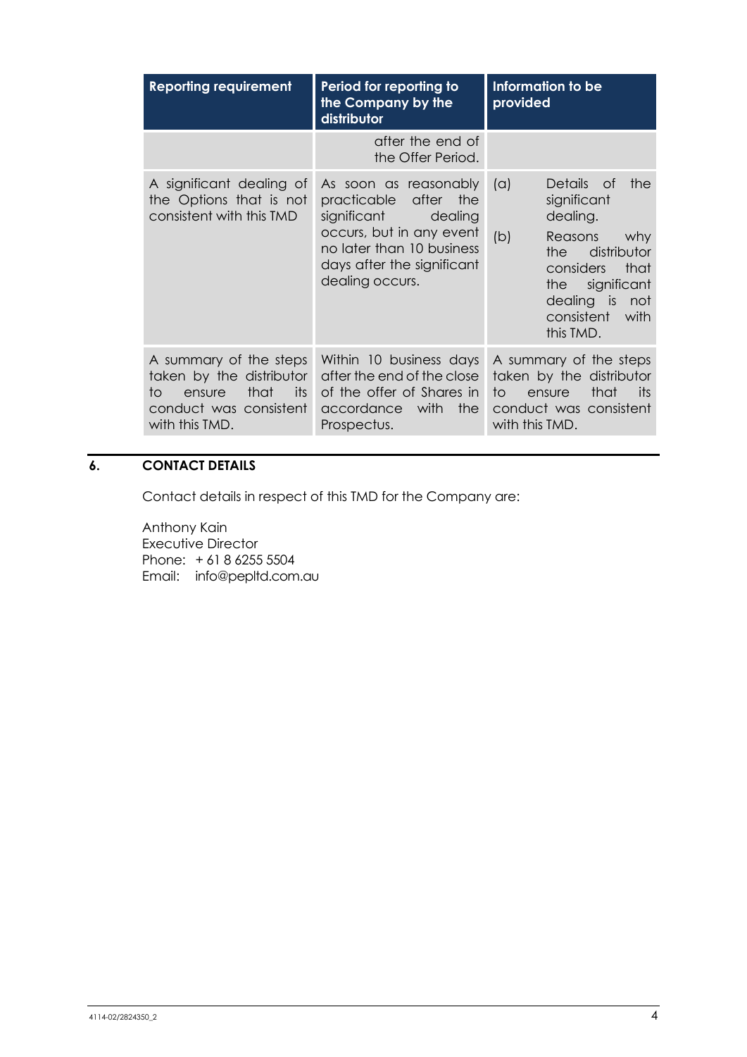| Reporting requirement | Period for reporting to the Company by the distributor | Information to be provided |
|---|---|---|
| | after the end of the Offer Period. | |
| A significant dealing of the Options that is not consistent with this TMD | As soon as reasonably practicable after the significant dealing occurs, but in any event no later than 10 business days after the significant dealing occurs. | (a) Details of the significant dealing. (b) Reasons why the distributor considers that the significant dealing is not consistent with this TMD. |
| A summary of the steps taken by the distributor to ensure that its conduct was consistent with this TMD. | Within 10 business days after the end of the close of the offer of Shares in accordance with the Prospectus. | A summary of the steps taken by the distributor to ensure that its conduct was consistent with this TMD. |

## 6. CONTACT DETAILS

Contact details in respect of this TMD for the Company are:

Anthony Kain
Executive Director
Phone: + 61 8 6255 5504
Email: info@pepltd.com.au

4114-02/2824350_2